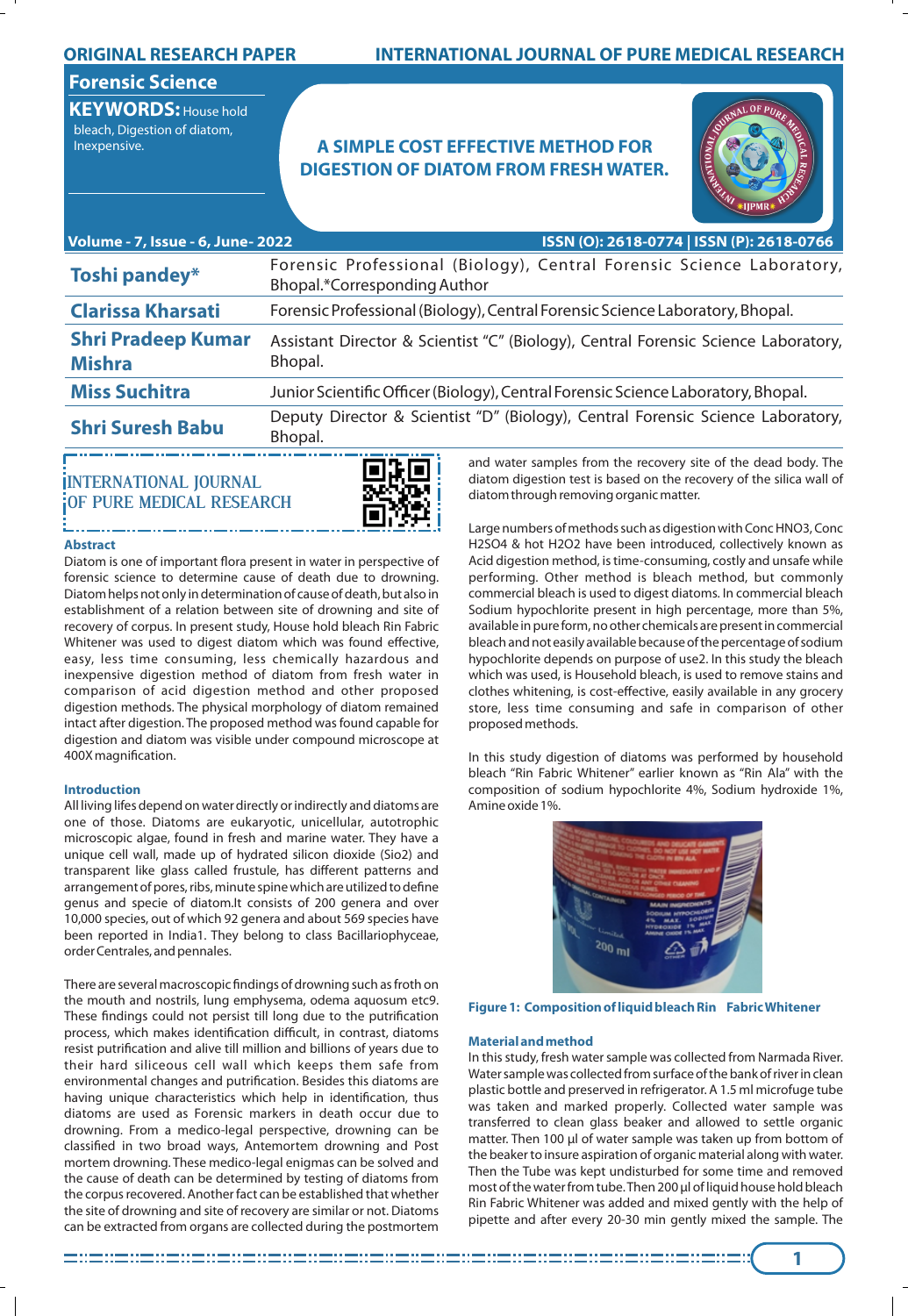ORIGINAL RESEARCH PAPER

INTERNATIONAL JOURNAL OF PURE MEDICAL RESEARCH

**Forensic Science**

**KEYWORDS:** House hold bleach, Digestion of diatom, Inexpensive.

# A SIMPLE COST EFFECTIVE METHOD FOR DIGESTION OF DIATOM FROM FRESH WATER.

Volume - 7, Issue - 6, June- 2022

ISSN (O): 2618-0774 | ISSN (P): 2618-0766

| | |
|---|---|
| **Toshi pandey*** | Forensic Professional (Biology), Central Forensic Science Laboratory, Bhopal.*Corresponding Author |
| **Clarissa Kharsati** | Forensic Professional (Biology), Central Forensic Science Laboratory, Bhopal. |
| **Shri Pradeep Kumar Mishra** | Assistant Director & Scientist "C" (Biology), Central Forensic Science Laboratory, Bhopal. |
| **Miss Suchitra** | Junior Scientific Officer (Biology), Central Forensic Science Laboratory, Bhopal. |
| **Shri Suresh Babu** | Deputy Director & Scientist "D" (Biology), Central Forensic Science Laboratory, Bhopal. |

INTERNATIONAL JOURNAL OF PURE MEDICAL RESEARCH

### Abstract

Diatom is one of important flora present in water in perspective of forensic science to determine cause of death due to drowning. Diatom helps not only in determination of cause of death, but also in establishment of a relation between site of drowning and site of recovery of corpus. In present study, House hold bleach Rin Fabric Whitener was used to digest diatom which was found effective, easy, less time consuming, less chemically hazardous and inexpensive digestion method of diatom from fresh water in comparison of acid digestion method and other proposed digestion methods. The physical morphology of diatom remained intact after digestion. The proposed method was found capable for digestion and diatom was visible under compound microscope at 400X magnification.

### Introduction

All living lifes depend on water directly or indirectly and diatoms are one of those. Diatoms are eukaryotic, unicellular, autotrophic microscopic algae, found in fresh and marine water. They have a unique cell wall, made up of hydrated silicon dioxide ($SiO_2$) and transparent like glass called frustule, has different patterns and arrangement of pores, ribs, minute spine which are utilized to define genus and specie of diatom.It consists of 200 genera and over 10,000 species, out of which 92 genera and about 569 species have been reported in India1. They belong to class Bacillariophyceae, order Centrales, and pennales.

There are several macroscopic findings of drowning such as froth on the mouth and nostrils, lung emphysema, odema aquosum etc9. These findings could not persist till long due to the putrification process, which makes identification difficult, in contrast, diatoms resist putrification and alive till million and billions of years due to their hard siliceous cell wall which keeps them safe from environmental changes and putrification. Besides this diatoms are having unique characteristics which help in identification, thus diatoms are used as Forensic markers in death occur due to drowning. From a medico-legal perspective, drowning can be classified in two broad ways, Antemortem drowning and Post mortem drowning. These medico-legal enigmas can be solved and the cause of death can be determined by testing of diatoms from the corpus recovered. Another fact can be established that whether the site of drowning and site of recovery are similar or not. Diatoms can be extracted from organs are collected during the postmortem and water samples from the recovery site of the dead body. The diatom digestion test is based on the recovery of the silica wall of diatom through removing organic matter.

Large numbers of methods such as digestion with Conc $HNO_3$, Conc $H_2SO_4$ & hot $H_2O_2$ have been introduced, collectively known as Acid digestion method, is time-consuming, costly and unsafe while performing. Other method is bleach method, but commonly commercial bleach is used to digest diatoms. In commercial bleach Sodium hypochlorite present in high percentage, more than 5%, available in pure form, no other chemicals are present in commercial bleach and not easily available because of the percentage of sodium hypochlorite depends on purpose of use2. In this study the bleach which was used, is Household bleach, is used to remove stains and clothes whitening, is cost-effective, easily available in any grocery store, less time consuming and safe in comparison of other proposed methods.

In this study digestion of diatoms was performed by household bleach "Rin Fabric Whitener" earlier known as "Rin Ala" with the composition of sodium hypochlorite 4%, Sodium hydroxide 1%, Amine oxide 1%.

**Figure 1: Composition of liquid bleach Rin Fabric Whitener**

### Material and method

In this study, fresh water sample was collected from Narmada River. Water sample was collected from surface of the bank of river in clean plastic bottle and preserved in refrigerator. A 1.5 ml microfuge tube was taken and marked properly. Collected water sample was transferred to clean glass beaker and allowed to settle organic matter. Then 100 µl of water sample was taken up from bottom of the beaker to insure aspiration of organic material along with water. Then the Tube was kept undisturbed for some time and removed most of the water from tube. Then 200 µl of liquid house hold bleach Rin Fabric Whitener was added and mixed gently with the help of pipette and after every 20-30 min gently mixed the sample. The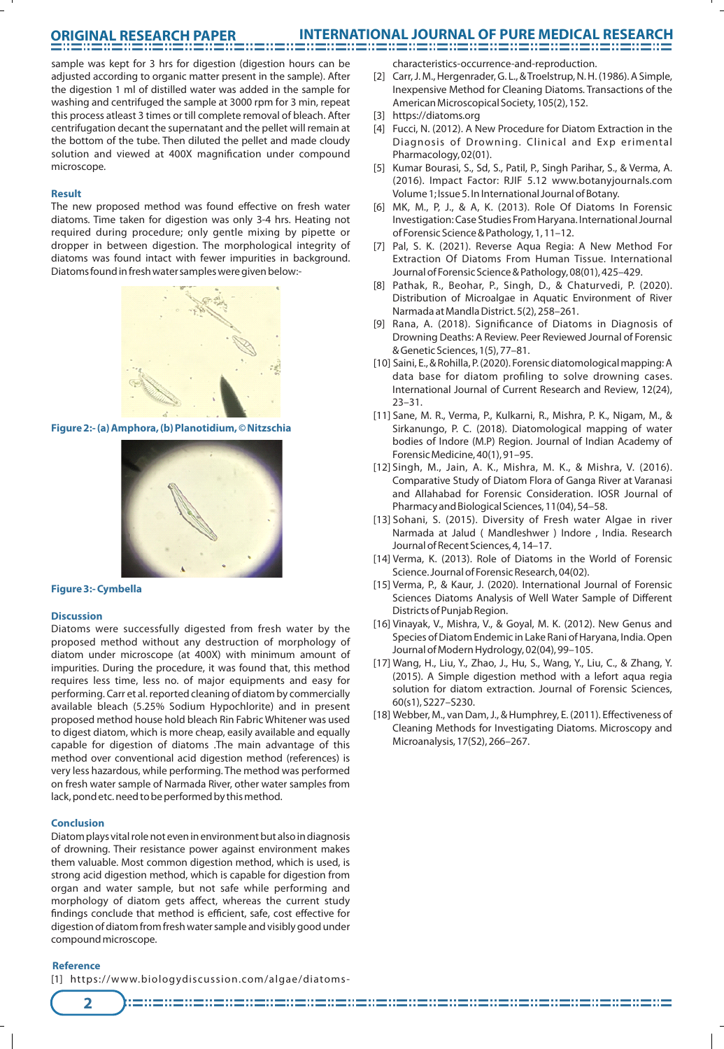sample was kept for 3 hrs for digestion (digestion hours can be adjusted according to organic matter present in the sample). After the digestion 1 ml of distilled water was added in the sample for washing and centrifuged the sample at 3000 rpm for 3 min, repeat this process atleast 3 times or till complete removal of bleach. After centrifugation decant the supernatant and the pellet will remain at the bottom of the tube. Then diluted the pellet and made cloudy solution and viewed at 400X magnification under compound microscope.

## Result

The new proposed method was found effective on fresh water diatoms. Time taken for digestion was only 3-4 hrs. Heating not required during procedure; only gentle mixing by pipette or dropper in between digestion. The morphological integrity of diatoms was found intact with fewer impurities in background. Diatoms found in fresh water samples were given below:-

Figure 2:- (a) Amphora, (b) Planotidium, © Nitzschia

Figure 3:- Cymbella

## Discussion

Diatoms were successfully digested from fresh water by the proposed method without any destruction of morphology of diatom under microscope (at 400X) with minimum amount of impurities. During the procedure, it was found that, this method requires less time, less no. of major equipments and easy for performing. Carr et al. reported cleaning of diatom by commercially available bleach (5.25% Sodium Hypochlorite) and in present proposed method house hold bleach Rin Fabric Whitener was used to digest diatom, which is more cheap, easily available and equally capable for digestion of diatoms .The main advantage of this method over conventional acid digestion method (references) is very less hazardous, while performing. The method was performed on fresh water sample of Narmada River, other water samples from lack, pond etc. need to be performed by this method.

## Conclusion

Diatom plays vital role not even in environment but also in diagnosis of drowning. Their resistance power against environment makes them valuable. Most common digestion method, which is used, is strong acid digestion method, which is capable for digestion from organ and water sample, but not safe while performing and morphology of diatom gets affect, whereas the current study findings conclude that method is efficient, safe, cost effective for digestion of diatom from fresh water sample and visibly good under compound microscope.

## Reference

[1] https://www.biologydiscussion.com/algae/diatoms-characteristics-occurrence-and-reproduction.

[2] Carr, J. M., Hergenrader, G. L., & Troelstrup, N. H. (1986). A Simple, Inexpensive Method for Cleaning Diatoms. Transactions of the American Microscopical Society, 105(2), 152.

[3] https://diatoms.org

[4] Fucci, N. (2012). A New Procedure for Diatom Extraction in the Diagnosis of Drowning. Clinical and Exp erimental Pharmacology, 02(01).

[5] Kumar Bourasi, S., Sd, S., Patil, P., Singh Parihar, S., & Verma, A. (2016). Impact Factor: RJIF 5.12 www.botanyjournals.com Volume 1; Issue 5. In International Journal of Botany.

[6] MK, M., P, J., & A, K. (2013). Role Of Diatoms In Forensic Investigation: Case Studies From Haryana. International Journal of Forensic Science & Pathology, 1, 11–12.

[7] Pal, S. K. (2021). Reverse Aqua Regia: A New Method For Extraction Of Diatoms From Human Tissue. International Journal of Forensic Science & Pathology, 08(01), 425–429.

[8] Pathak, R., Beohar, P., Singh, D., & Chaturvedi, P. (2020). Distribution of Microalgae in Aquatic Environment of River Narmada at Mandla District. 5(2), 258–261.

[9] Rana, A. (2018). Significance of Diatoms in Diagnosis of Drowning Deaths: A Review. Peer Reviewed Journal of Forensic & Genetic Sciences, 1(5), 77–81.

[10] Saini, E., & Rohilla, P. (2020). Forensic diatomological mapping: A data base for diatom profiling to solve drowning cases. International Journal of Current Research and Review, 12(24), 23–31.

[11] Sane, M. R., Verma, P., Kulkarni, R., Mishra, P. K., Nigam, M., & Sirkanungo, P. C. (2018). Diatomological mapping of water bodies of Indore (M.P) Region. Journal of Indian Academy of Forensic Medicine, 40(1), 91–95.

[12] Singh, M., Jain, A. K., Mishra, M. K., & Mishra, V. (2016). Comparative Study of Diatom Flora of Ganga River at Varanasi and Allahabad for Forensic Consideration. IOSR Journal of Pharmacy and Biological Sciences, 11(04), 54–58.

[13] Sohani, S. (2015). Diversity of Fresh water Algae in river Narmada at Jalud ( Mandleshwer ) Indore , India. Research Journal of Recent Sciences, 4, 14–17.

[14] Verma, K. (2013). Role of Diatoms in the World of Forensic Science. Journal of Forensic Research, 04(02).

[15] Verma, P., & Kaur, J. (2020). International Journal of Forensic Sciences Diatoms Analysis of Well Water Sample of Different Districts of Punjab Region.

[16] Vinayak, V., Mishra, V., & Goyal, M. K. (2012). New Genus and Species of Diatom Endemic in Lake Rani of Haryana, India. Open Journal of Modern Hydrology, 02(04), 99–105.

[17] Wang, H., Liu, Y., Zhao, J., Hu, S., Wang, Y., Liu, C., & Zhang, Y. (2015). A Simple digestion method with a lefort aqua regia solution for diatom extraction. Journal of Forensic Sciences, 60(s1), S227–S230.

[18] Webber, M., van Dam, J., & Humphrey, E. (2011). Effectiveness of Cleaning Methods for Investigating Diatoms. Microscopy and Microanalysis, 17(S2), 266–267.